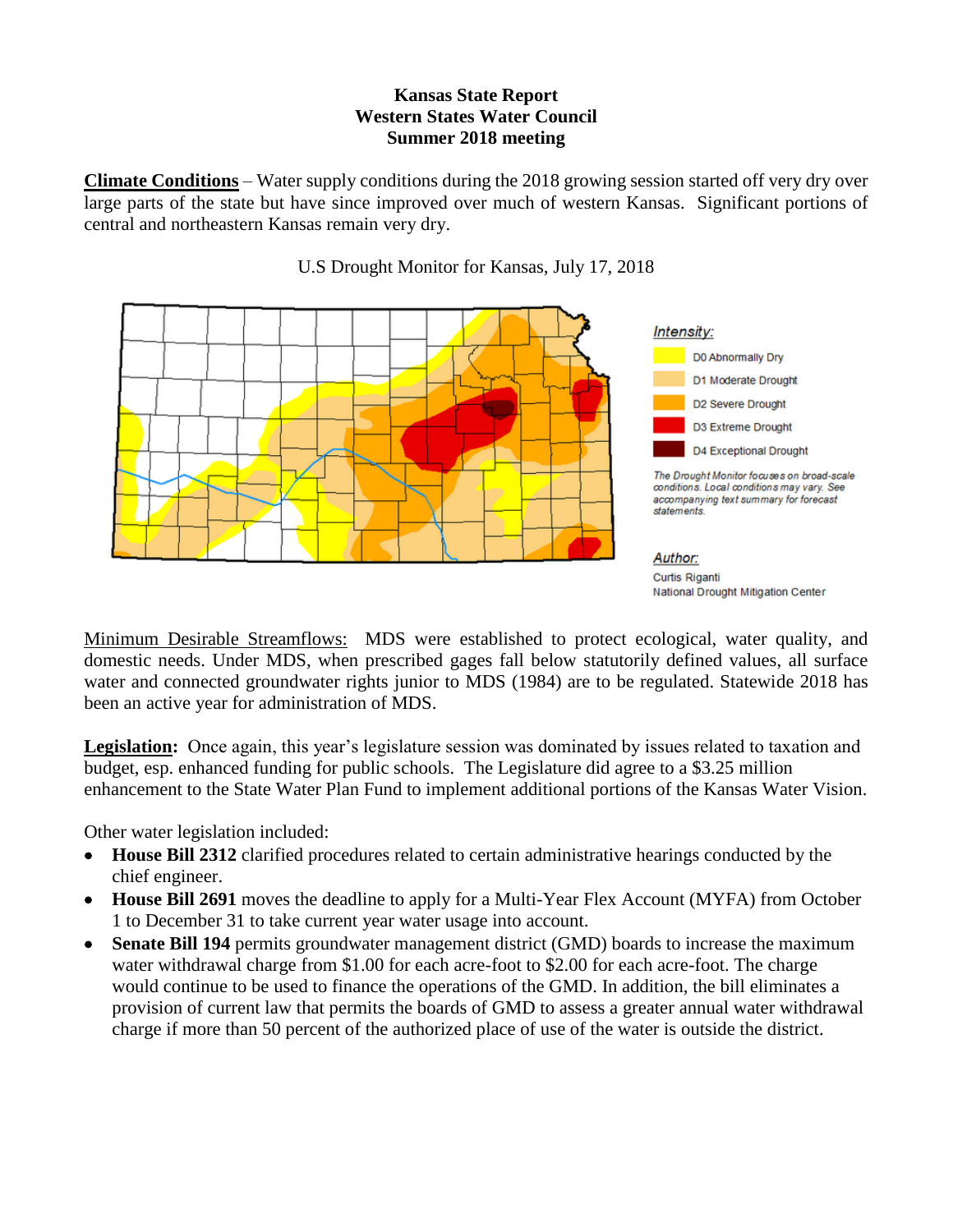**Kansas State Report**
**Western States Water Council**
**Summer 2018 meeting**

**Climate Conditions** – Water supply conditions during the 2018 growing session started off very dry over large parts of the state but have since improved over much of western Kansas. Significant portions of central and northeastern Kansas remain very dry.

U.S Drought Monitor for Kansas, July 17, 2018

*Intensity:*

- D0 Abnormally Dry
- D1 Moderate Drought
- D2 Severe Drought
- D3 Extreme Drought
- D4 Exceptional Drought

*The Drought Monitor focuses on broad-scale conditions. Local conditions may vary. See accompanying text summary for forecast statements.*

*Author:*
Curtis Riganti
National Drought Mitigation Center

Minimum Desirable Streamflows: MDS were established to protect ecological, water quality, and domestic needs. Under MDS, when prescribed gages fall below statutorily defined values, all surface water and connected groundwater rights junior to MDS (1984) are to be regulated. Statewide 2018 has been an active year for administration of MDS.

**Legislation:** Once again, this year's legislature session was dominated by issues related to taxation and budget, esp. enhanced funding for public schools. The Legislature did agree to a $3.25 million enhancement to the State Water Plan Fund to implement additional portions of the Kansas Water Vision.

Other water legislation included:

- **House Bill 2312** clarified procedures related to certain administrative hearings conducted by the chief engineer.
- **House Bill 2691** moves the deadline to apply for a Multi-Year Flex Account (MYFA) from October 1 to December 31 to take current year water usage into account.
- **Senate Bill 194** permits groundwater management district (GMD) boards to increase the maximum water withdrawal charge from $1.00 for each acre-foot to $2.00 for each acre-foot. The charge would continue to be used to finance the operations of the GMD. In addition, the bill eliminates a provision of current law that permits the boards of GMD to assess a greater annual water withdrawal charge if more than 50 percent of the authorized place of use of the water is outside the district.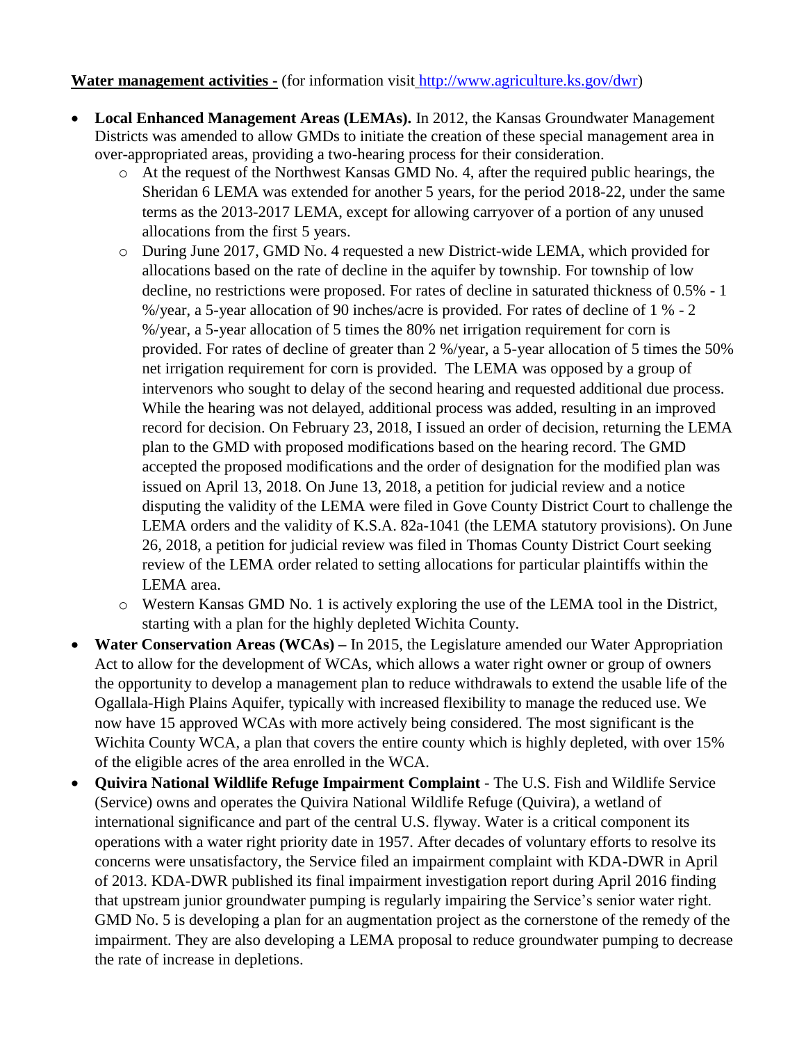**Water management activities -** (for information visit [http://www.agriculture.ks.gov/dwr](http://www.agriculture.ks.gov/dwr))

- **Local Enhanced Management Areas (LEMAs).** In 2012, the Kansas Groundwater Management Districts was amended to allow GMDs to initiate the creation of these special management area in over-appropriated areas, providing a two-hearing process for their consideration.
  - At the request of the Northwest Kansas GMD No. 4, after the required public hearings, the Sheridan 6 LEMA was extended for another 5 years, for the period 2018-22, under the same terms as the 2013-2017 LEMA, except for allowing carryover of a portion of any unused allocations from the first 5 years.
  - During June 2017, GMD No. 4 requested a new District-wide LEMA, which provided for allocations based on the rate of decline in the aquifer by township. For township of low decline, no restrictions were proposed. For rates of decline in saturated thickness of 0.5% - 1 %/year, a 5-year allocation of 90 inches/acre is provided. For rates of decline of 1 % - 2 %/year, a 5-year allocation of 5 times the 80% net irrigation requirement for corn is provided. For rates of decline of greater than 2 %/year, a 5-year allocation of 5 times the 50% net irrigation requirement for corn is provided. The LEMA was opposed by a group of intervenors who sought to delay of the second hearing and requested additional due process. While the hearing was not delayed, additional process was added, resulting in an improved record for decision. On February 23, 2018, I issued an order of decision, returning the LEMA plan to the GMD with proposed modifications based on the hearing record. The GMD accepted the proposed modifications and the order of designation for the modified plan was issued on April 13, 2018. On June 13, 2018, a petition for judicial review and a notice disputing the validity of the LEMA were filed in Gove County District Court to challenge the LEMA orders and the validity of K.S.A. 82a-1041 (the LEMA statutory provisions). On June 26, 2018, a petition for judicial review was filed in Thomas County District Court seeking review of the LEMA order related to setting allocations for particular plaintiffs within the LEMA area.
  - Western Kansas GMD No. 1 is actively exploring the use of the LEMA tool in the District, starting with a plan for the highly depleted Wichita County.
- **Water Conservation Areas (WCAs) –** In 2015, the Legislature amended our Water Appropriation Act to allow for the development of WCAs, which allows a water right owner or group of owners the opportunity to develop a management plan to reduce withdrawals to extend the usable life of the Ogallala-High Plains Aquifer, typically with increased flexibility to manage the reduced use. We now have 15 approved WCAs with more actively being considered. The most significant is the Wichita County WCA, a plan that covers the entire county which is highly depleted, with over 15% of the eligible acres of the area enrolled in the WCA.
- **Quivira National Wildlife Refuge Impairment Complaint** - The U.S. Fish and Wildlife Service (Service) owns and operates the Quivira National Wildlife Refuge (Quivira), a wetland of international significance and part of the central U.S. flyway. Water is a critical component its operations with a water right priority date in 1957. After decades of voluntary efforts to resolve its concerns were unsatisfactory, the Service filed an impairment complaint with KDA-DWR in April of 2013. KDA-DWR published its final impairment investigation report during April 2016 finding that upstream junior groundwater pumping is regularly impairing the Service's senior water right. GMD No. 5 is developing a plan for an augmentation project as the cornerstone of the remedy of the impairment. They are also developing a LEMA proposal to reduce groundwater pumping to decrease the rate of increase in depletions.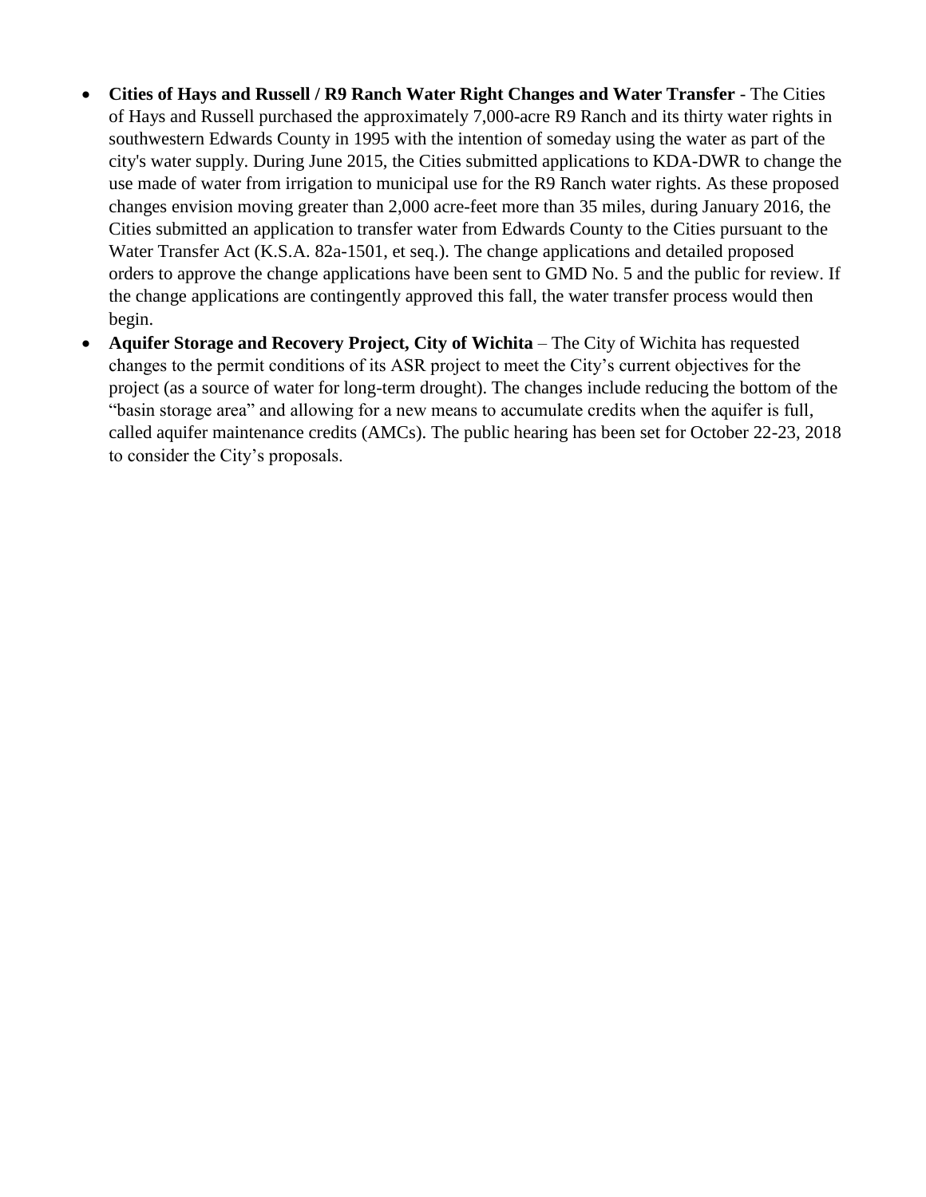- **Cities of Hays and Russell / R9 Ranch Water Right Changes and Water Transfer** - The Cities of Hays and Russell purchased the approximately 7,000-acre R9 Ranch and its thirty water rights in southwestern Edwards County in 1995 with the intention of someday using the water as part of the city's water supply. During June 2015, the Cities submitted applications to KDA-DWR to change the use made of water from irrigation to municipal use for the R9 Ranch water rights. As these proposed changes envision moving greater than 2,000 acre-feet more than 35 miles, during January 2016, the Cities submitted an application to transfer water from Edwards County to the Cities pursuant to the Water Transfer Act (K.S.A. 82a-1501, et seq.). The change applications and detailed proposed orders to approve the change applications have been sent to GMD No. 5 and the public for review. If the change applications are contingently approved this fall, the water transfer process would then begin.
- **Aquifer Storage and Recovery Project, City of Wichita** – The City of Wichita has requested changes to the permit conditions of its ASR project to meet the City's current objectives for the project (as a source of water for long-term drought). The changes include reducing the bottom of the "basin storage area" and allowing for a new means to accumulate credits when the aquifer is full, called aquifer maintenance credits (AMCs). The public hearing has been set for October 22-23, 2018 to consider the City's proposals.